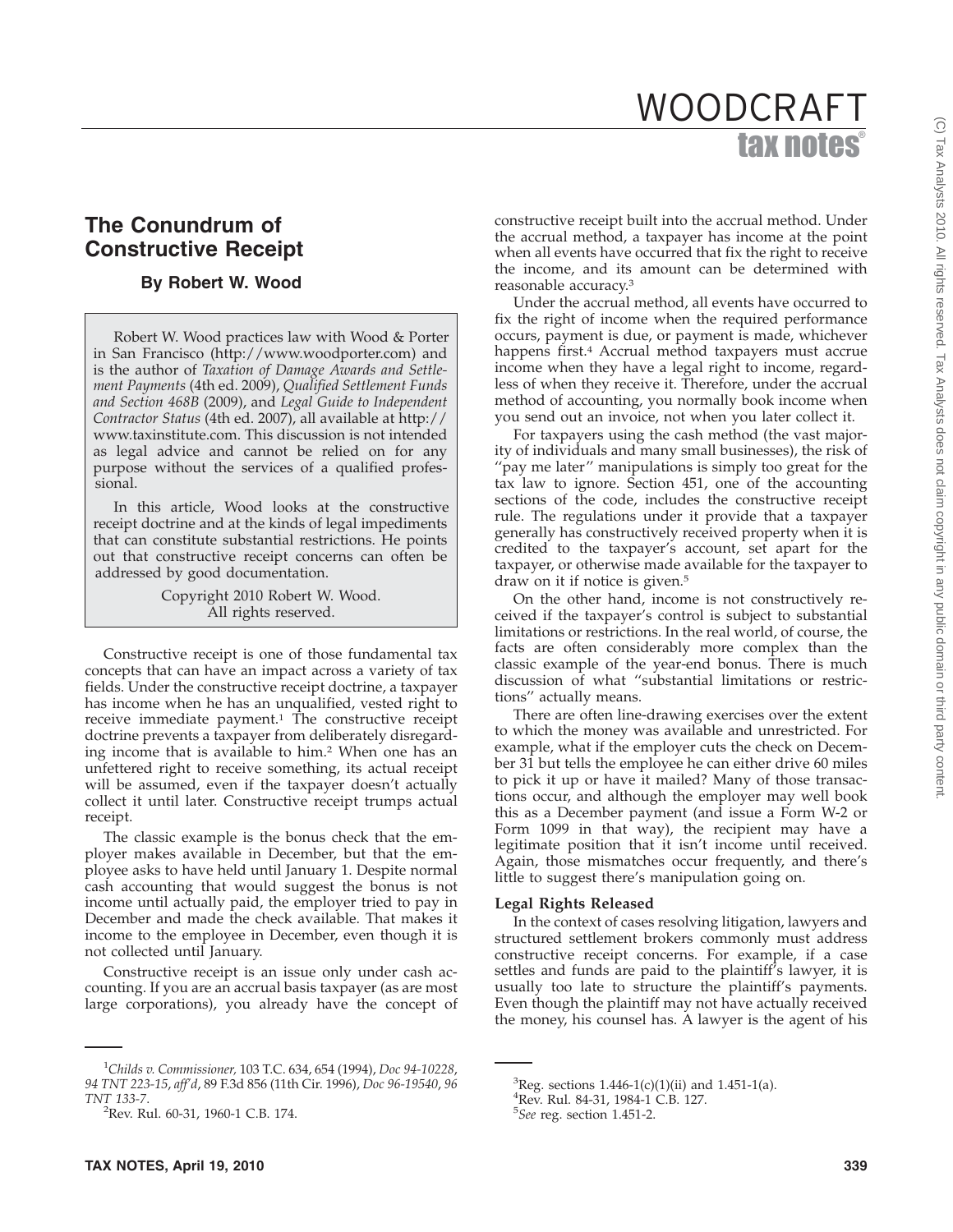# The Conundrum of Constructive Receipt

**By Robert W. Wood**

Robert W. Wood practices law with Wood & Porter in San Francisco (http://www.woodporter.com) and is the author of *Taxation of Damage Awards and Settlement Payments* (4th ed. 2009), *Qualified Settlement Funds and Section 468B* (2009), and *Legal Guide to Independent Contractor Status* (4th ed. 2007), all available at http://www.taxinstitute.com. This discussion is not intended as legal advice and cannot be relied on for any purpose without the services of a qualified professional.

In this article, Wood looks at the constructive receipt doctrine and at the kinds of legal impediments that can constitute substantial restrictions. He points out that constructive receipt concerns can often be addressed by good documentation.

Copyright 2010 Robert W. Wood.
All rights reserved.

Constructive receipt is one of those fundamental tax concepts that can have an impact across a variety of tax fields. Under the constructive receipt doctrine, a taxpayer has income when he has an unqualified, vested right to receive immediate payment.[1] The constructive receipt doctrine prevents a taxpayer from deliberately disregarding income that is available to him.[2] When one has an unfettered right to receive something, its actual receipt will be assumed, even if the taxpayer doesn't actually collect it until later. Constructive receipt trumps actual receipt.

The classic example is the bonus check that the employer makes available in December, but that the employee asks to have held until January 1. Despite normal cash accounting that would suggest the bonus is not income until actually paid, the employer tried to pay in December and made the check available. That makes it income to the employee in December, even though it is not collected until January.

Constructive receipt is an issue only under cash accounting. If you are an accrual basis taxpayer (as are most large corporations), you already have the concept of constructive receipt built into the accrual method. Under the accrual method, a taxpayer has income at the point when all events have occurred that fix the right to receive the income, and its amount can be determined with reasonable accuracy.[3]

Under the accrual method, all events have occurred to fix the right of income when the required performance occurs, payment is due, or payment is made, whichever happens first.[4] Accrual method taxpayers must accrue income when they have a legal right to income, regardless of when they receive it. Therefore, under the accrual method of accounting, you normally book income when you send out an invoice, not when you later collect it.

For taxpayers using the cash method (the vast majority of individuals and many small businesses), the risk of "pay me later" manipulations is simply too great for the tax law to ignore. Section 451, one of the accounting sections of the code, includes the constructive receipt rule. The regulations under it provide that a taxpayer generally has constructively received property when it is credited to the taxpayer's account, set apart for the taxpayer, or otherwise made available for the taxpayer to draw on it if notice is given.[5]

On the other hand, income is not constructively received if the taxpayer's control is subject to substantial limitations or restrictions. In the real world, of course, the facts are often considerably more complex than the classic example of the year-end bonus. There is much discussion of what "substantial limitations or restrictions" actually means.

There are often line-drawing exercises over the extent to which the money was available and unrestricted. For example, what if the employer cuts the check on December 31 but tells the employee he can either drive 60 miles to pick it up or have it mailed? Many of those transactions occur, and although the employer may well book this as a December payment (and issue a Form W-2 or Form 1099 in that way), the recipient may have a legitimate position that it isn't income until received. Again, those mismatches occur frequently, and there's little to suggest there's manipulation going on.

### Legal Rights Released

In the context of cases resolving litigation, lawyers and structured settlement brokers commonly must address constructive receipt concerns. For example, if a case settles and funds are paid to the plaintiff's lawyer, it is usually too late to structure the plaintiff's payments. Even though the plaintiff may not have actually received the money, his counsel has. A lawyer is the agent of his

---

[1] *Childs v. Commissioner,* 103 T.C. 634, 654 (1994), *Doc 94-10228, 94 TNT 223-15, aff'd,* 89 F.3d 856 (11th Cir. 1996), *Doc 96-19540, 96 TNT 133-7.*

[2] Rev. Rul. 60-31, 1960-1 C.B. 174.

[3] Reg. sections 1.446-1(c)(1)(ii) and 1.451-1(a).

[4] Rev. Rul. 84-31, 1984-1 C.B. 127.

[5] *See* reg. section 1.451-2.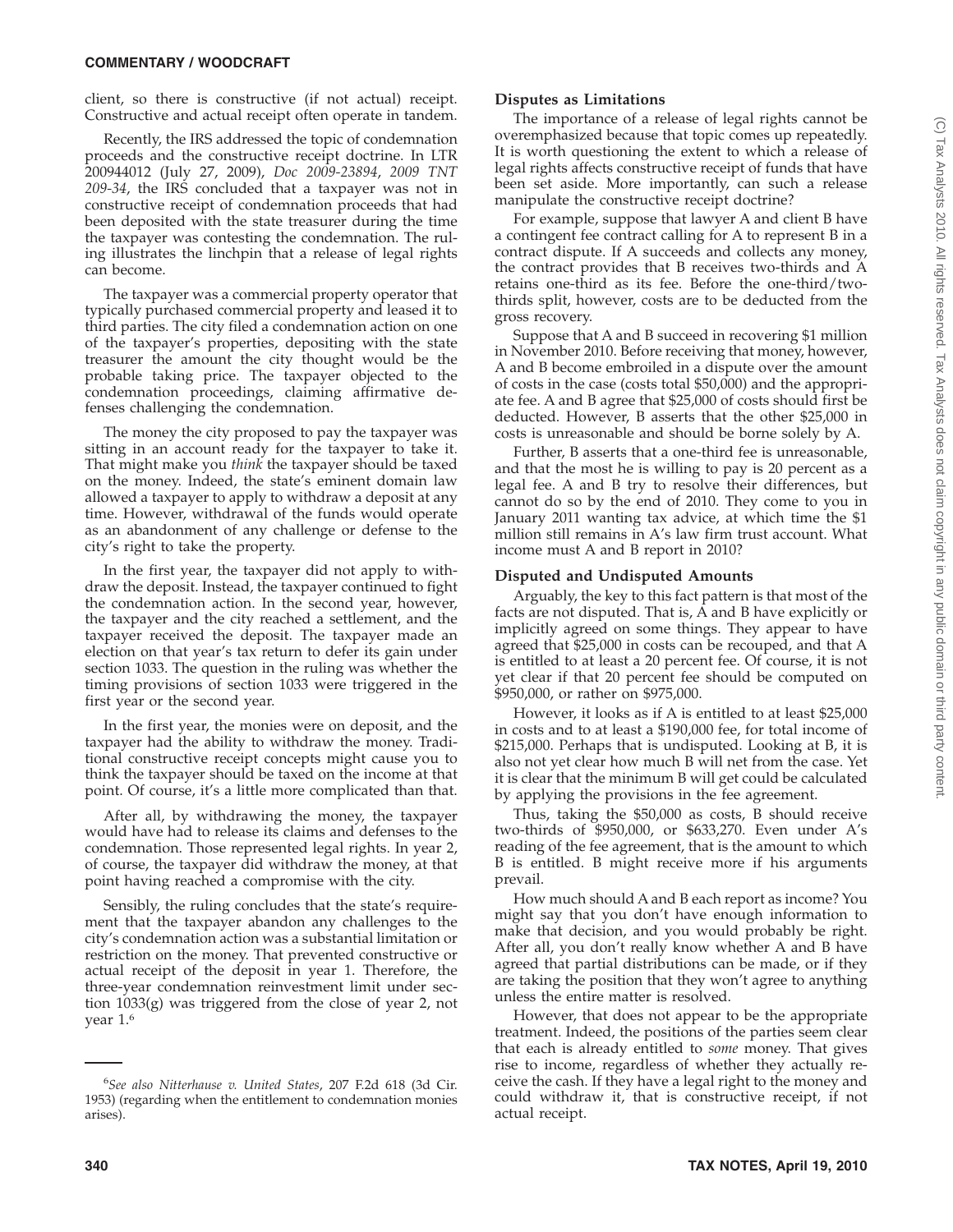client, so there is constructive (if not actual) receipt. Constructive and actual receipt often operate in tandem.

Recently, the IRS addressed the topic of condemnation proceeds and the constructive receipt doctrine. In LTR 200944012 (July 27, 2009), *Doc 2009-23894*, *2009 TNT 209-34*, the IRS concluded that a taxpayer was not in constructive receipt of condemnation proceeds that had been deposited with the state treasurer during the time the taxpayer was contesting the condemnation. The ruling illustrates the linchpin that a release of legal rights can become.

The taxpayer was a commercial property operator that typically purchased commercial property and leased it to third parties. The city filed a condemnation action on one of the taxpayer's properties, depositing with the state treasurer the amount the city thought would be the probable taking price. The taxpayer objected to the condemnation proceedings, claiming affirmative defenses challenging the condemnation.

The money the city proposed to pay the taxpayer was sitting in an account ready for the taxpayer to take it. That might make you *think* the taxpayer should be taxed on the money. Indeed, the state's eminent domain law allowed a taxpayer to apply to withdraw a deposit at any time. However, withdrawal of the funds would operate as an abandonment of any challenge or defense to the city's right to take the property.

In the first year, the taxpayer did not apply to withdraw the deposit. Instead, the taxpayer continued to fight the condemnation action. In the second year, however, the taxpayer and the city reached a settlement, and the taxpayer received the deposit. The taxpayer made an election on that year's tax return to defer its gain under section 1033. The question in the ruling was whether the timing provisions of section 1033 were triggered in the first year or the second year.

In the first year, the monies were on deposit, and the taxpayer had the ability to withdraw the money. Traditional constructive receipt concepts might cause you to think the taxpayer should be taxed on the income at that point. Of course, it's a little more complicated than that.

After all, by withdrawing the money, the taxpayer would have had to release its claims and defenses to the condemnation. Those represented legal rights. In year 2, of course, the taxpayer did withdraw the money, at that point having reached a compromise with the city.

Sensibly, the ruling concludes that the state's requirement that the taxpayer abandon any challenges to the city's condemnation action was a substantial limitation or restriction on the money. That prevented constructive or actual receipt of the deposit in year 1. Therefore, the three-year condemnation reinvestment limit under section 1033(g) was triggered from the close of year 2, not year 1.[6]

[6]*See also Nitterhause v. United States*, 207 F.2d 618 (3d Cir. 1953) (regarding when the entitlement to condemnation monies arises).

### Disputes as Limitations

The importance of a release of legal rights cannot be overemphasized because that topic comes up repeatedly. It is worth questioning the extent to which a release of legal rights affects constructive receipt of funds that have been set aside. More importantly, can such a release manipulate the constructive receipt doctrine?

For example, suppose that lawyer A and client B have a contingent fee contract calling for A to represent B in a contract dispute. If A succeeds and collects any money, the contract provides that B receives two-thirds and A retains one-third as its fee. Before the one-third/two-thirds split, however, costs are to be deducted from the gross recovery.

Suppose that A and B succeed in recovering $1 million in November 2010. Before receiving that money, however, A and B become embroiled in a dispute over the amount of costs in the case (costs total $50,000) and the appropriate fee. A and B agree that $25,000 of costs should first be deducted. However, B asserts that the other $25,000 in costs is unreasonable and should be borne solely by A.

Further, B asserts that a one-third fee is unreasonable, and that the most he is willing to pay is 20 percent as a legal fee. A and B try to resolve their differences, but cannot do so by the end of 2010. They come to you in January 2011 wanting tax advice, at which time the $1 million still remains in A's law firm trust account. What income must A and B report in 2010?

### Disputed and Undisputed Amounts

Arguably, the key to this fact pattern is that most of the facts are not disputed. That is, A and B have explicitly or implicitly agreed on some things. They appear to have agreed that $25,000 in costs can be recouped, and that A is entitled to at least a 20 percent fee. Of course, it is not yet clear if that 20 percent fee should be computed on $950,000, or rather on $975,000.

However, it looks as if A is entitled to at least $25,000 in costs and to at least a $190,000 fee, for total income of $215,000. Perhaps that is undisputed. Looking at B, it is also not yet clear how much B will net from the case. Yet it is clear that the minimum B will get could be calculated by applying the provisions in the fee agreement.

Thus, taking the $50,000 as costs, B should receive two-thirds of $950,000, or $633,270. Even under A's reading of the fee agreement, that is the amount to which B is entitled. B might receive more if his arguments prevail.

How much should A and B each report as income? You might say that you don't have enough information to make that decision, and you would probably be right. After all, you don't really know whether A and B have agreed that partial distributions can be made, or if they are taking the position that they won't agree to anything unless the entire matter is resolved.

However, that does not appear to be the appropriate treatment. Indeed, the positions of the parties seem clear that each is already entitled to *some* money. That gives rise to income, regardless of whether they actually receive the cash. If they have a legal right to the money and could withdraw it, that is constructive receipt, if not actual receipt.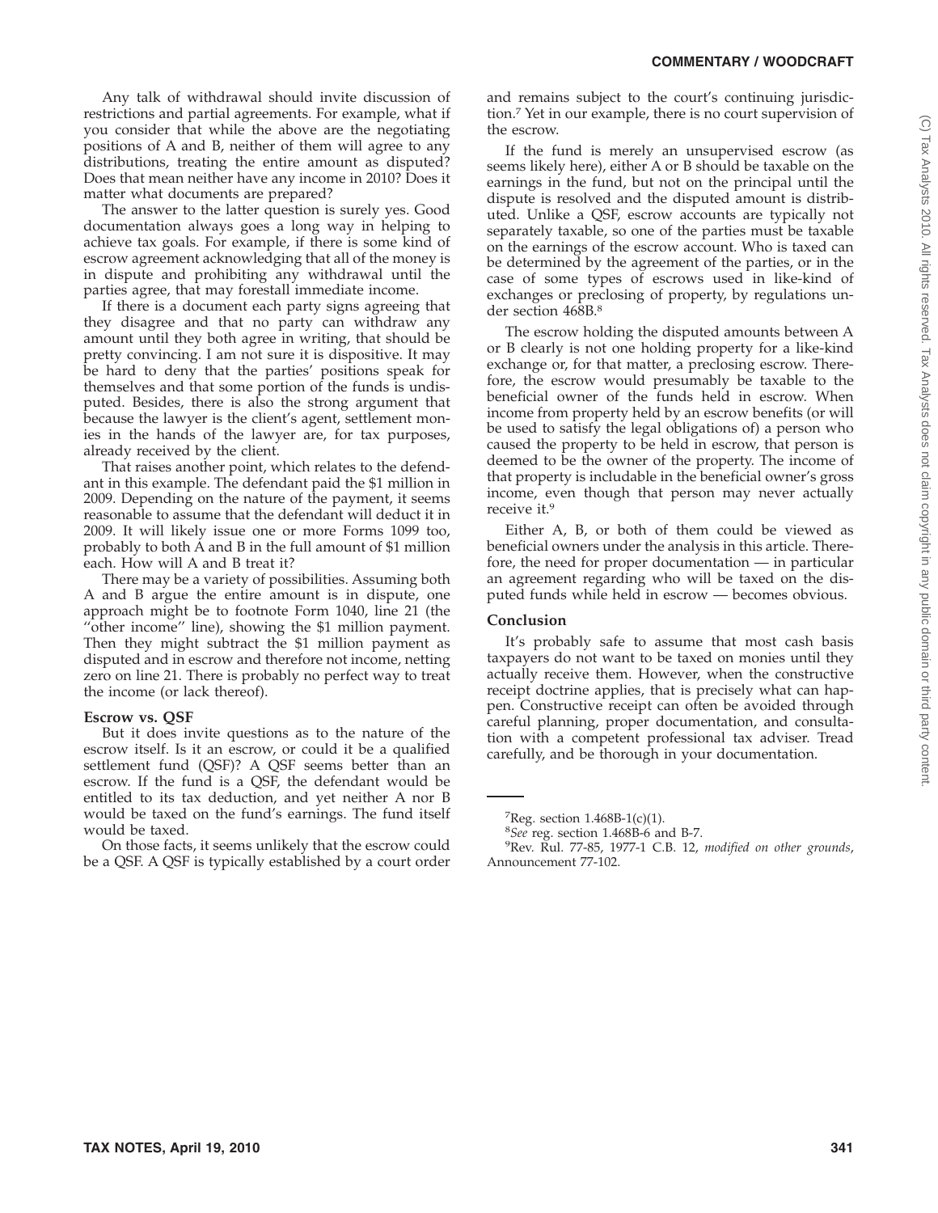Any talk of withdrawal should invite discussion of restrictions and partial agreements. For example, what if you consider that while the above are the negotiating positions of A and B, neither of them will agree to any distributions, treating the entire amount as disputed? Does that mean neither have any income in 2010? Does it matter what documents are prepared?

The answer to the latter question is surely yes. Good documentation always goes a long way in helping to achieve tax goals. For example, if there is some kind of escrow agreement acknowledging that all of the money is in dispute and prohibiting any withdrawal until the parties agree, that may forestall immediate income.

If there is a document each party signs agreeing that they disagree and that no party can withdraw any amount until they both agree in writing, that should be pretty convincing. I am not sure it is dispositive. It may be hard to deny that the parties' positions speak for themselves and that some portion of the funds is undisputed. Besides, there is also the strong argument that because the lawyer is the client's agent, settlement monies in the hands of the lawyer are, for tax purposes, already received by the client.

That raises another point, which relates to the defendant in this example. The defendant paid the $1 million in 2009. Depending on the nature of the payment, it seems reasonable to assume that the defendant will deduct it in 2009. It will likely issue one or more Forms 1099 too, probably to both A and B in the full amount of $1 million each. How will A and B treat it?

There may be a variety of possibilities. Assuming both A and B argue the entire amount is in dispute, one approach might be to footnote Form 1040, line 21 (the "other income" line), showing the $1 million payment. Then they might subtract the $1 million payment as disputed and in escrow and therefore not income, netting zero on line 21. There is probably no perfect way to treat the income (or lack thereof).

**Escrow vs. QSF**

But it does invite questions as to the nature of the escrow itself. Is it an escrow, or could it be a qualified settlement fund (QSF)? A QSF seems better than an escrow. If the fund is a QSF, the defendant would be entitled to its tax deduction, and yet neither A nor B would be taxed on the fund's earnings. The fund itself would be taxed.

On those facts, it seems unlikely that the escrow could be a QSF. A QSF is typically established by a court order and remains subject to the court's continuing jurisdiction.[7] Yet in our example, there is no court supervision of the escrow.

If the fund is merely an unsupervised escrow (as seems likely here), either A or B should be taxable on the earnings in the fund, but not on the principal until the dispute is resolved and the disputed amount is distributed. Unlike a QSF, escrow accounts are typically not separately taxable, so one of the parties must be taxable on the earnings of the escrow account. Who is taxed can be determined by the agreement of the parties, or in the case of some types of escrows used in like-kind of exchanges or preclosing of property, by regulations under section 468B.[8]

The escrow holding the disputed amounts between A or B clearly is not one holding property for a like-kind exchange or, for that matter, a preclosing escrow. Therefore, the escrow would presumably be taxable to the beneficial owner of the funds held in escrow. When income from property held by an escrow benefits (or will be used to satisfy the legal obligations of) a person who caused the property to be held in escrow, that person is deemed to be the owner of the property. The income of that property is includable in the beneficial owner's gross income, even though that person may never actually receive it.[9]

Either A, B, or both of them could be viewed as beneficial owners under the analysis in this article. Therefore, the need for proper documentation — in particular an agreement regarding who will be taxed on the disputed funds while held in escrow — becomes obvious.

**Conclusion**

It's probably safe to assume that most cash basis taxpayers do not want to be taxed on monies until they actually receive them. However, when the constructive receipt doctrine applies, that is precisely what can happen. Constructive receipt can often be avoided through careful planning, proper documentation, and consultation with a competent professional tax adviser. Tread carefully, and be thorough in your documentation.

---

[7]Reg. section 1.468B-1(c)(1).

[8]*See* reg. section 1.468B-6 and B-7.

[9]Rev. Rul. 77-85, 1977-1 C.B. 12, *modified on other grounds*, Announcement 77-102.